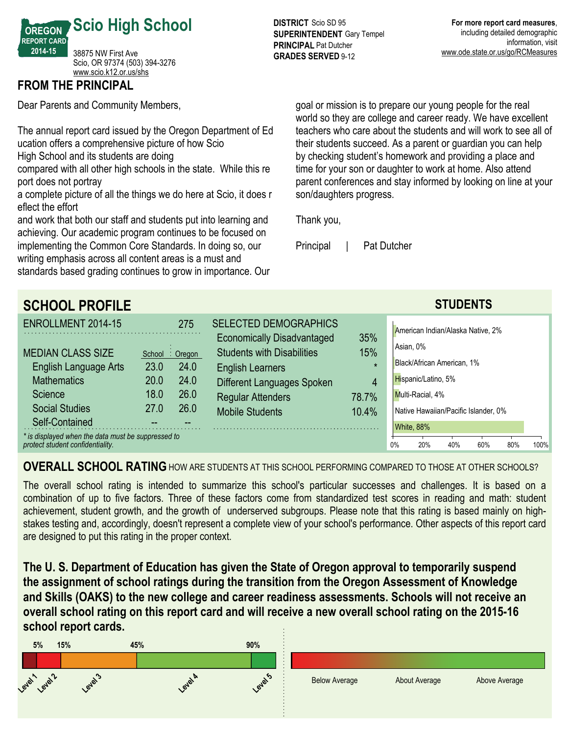# Scio High School

OREGON REPORT CARD 2014-15

38875 NW First Ave
Scio, OR 97374 (503) 394-3276
www.scio.k12.or.us/shs

**DISTRICT** Scio SD 95
**SUPERINTENDENT** Gary Tempel
**PRINCIPAL** Pat Dutcher
**GRADES SERVED** 9-12

**For more report card measures**, including detailed demographic information, visit www.ode.state.or.us/go/RCMeasures

## FROM THE PRINCIPAL

Dear Parents and Community Members,

The annual report card issued by the Oregon Department of Ed ucation offers a comprehensive picture of how Scio High School and its students are doing compared with all other high schools in the state. While this re port does not portray a complete picture of all the things we do here at Scio, it does r eflect the effort and work that both our staff and students put into learning and achieving. Our academic program continues to be focused on implementing the Common Core Standards. In doing so, our writing emphasis across all content areas is a must and standards based grading continues to grow in importance. Our goal or mission is to prepare our young people for the real world so they are college and career ready. We have excellent teachers who care about the students and will work to see all of their students succeed. As a parent or guardian you can help by checking student's homework and providing a place and time for your son or daughter to work at home. Also attend parent conferences and stay informed by looking on line at your son/daughters progress.

Thank you,

Principal | Pat Dutcher

## SCHOOL PROFILE

**ENROLLMENT 2014-15**: 275

| MEDIAN CLASS SIZE | School | Oregon |
|---|---|---|
| English Language Arts | 23.0 | 24.0 |
| Mathematics | 20.0 | 24.0 |
| Science | 18.0 | 26.0 |
| Social Studies | 27.0 | 26.0 |
| Self-Contained | -- | -- |

*\* is displayed when the data must be suppressed to protect student confidentiality.*

| SELECTED DEMOGRAPHICS | |
|---|---|
| Economically Disadvantaged | 35% |
| Students with Disabilities | 15% |
| English Learners | * |
| Different Languages Spoken | 4 |
| Regular Attenders | 78.7% |
| Mobile Students | 10.4% |

### STUDENTS

| Race/Ethnicity | Percent |
|---|---|
| American Indian/Alaska Native | 2% |
| Asian | 0% |
| Black/African American | 1% |
| Hispanic/Latino | 5% |
| Multi-Racial | 4% |
| Native Hawaiian/Pacific Islander | 0% |
| White | 88% |

## OVERALL SCHOOL RATING HOW ARE STUDENTS AT THIS SCHOOL PERFORMING COMPARED TO THOSE AT OTHER SCHOOLS?

The overall school rating is intended to summarize this school's particular successes and challenges. It is based on a combination of up to five factors. Three of these factors come from standardized test scores in reading and math: student achievement, student growth, and the growth of underserved subgroups. Please note that this rating is based mainly on high-stakes testing and, accordingly, doesn't represent a complete view of your school's performance. Other aspects of this report card are designed to put this rating in the proper context.

**The U. S. Department of Education has given the State of Oregon approval to temporarily suspend the assignment of school ratings during the transition from the Oregon Assessment of Knowledge and Skills (OAKS) to the new college and career readiness assessments. Schools will not receive an overall school rating on this report card and will receive a new overall school rating on the 2015-16 school report cards.**

5% 15% 45% 90%

Level 1 Level 2 Level 3 Level 4 Level 5

Below Average About Average Above Average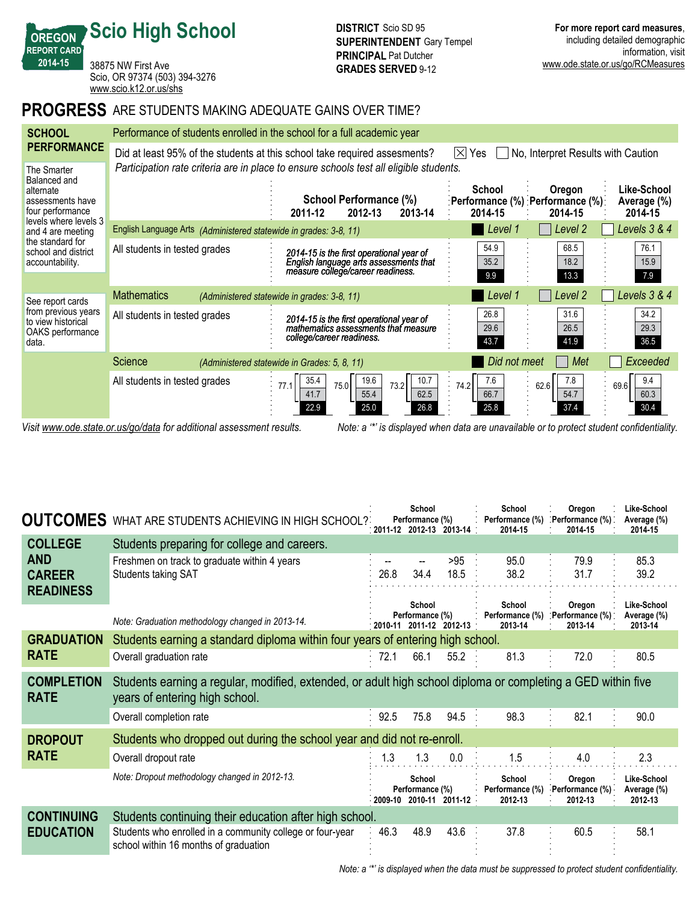# Scio High School

**OREGON REPORT CARD 2014-15**

38875 NW First Ave
Scio, OR 97374 (503) 394-3276
www.scio.k12.or.us/shs

**DISTRICT** Scio SD 95
**SUPERINTENDENT** Gary Tempel
**PRINCIPAL** Pat Dutcher
**GRADES SERVED** 9-12

**For more report card measures**, including detailed demographic information, visit www.ode.state.or.us/go/RCMeasures

## PROGRESS ARE STUDENTS MAKING ADEQUATE GAINS OVER TIME?

### SCHOOL PERFORMANCE

Performance of students enrolled in the school for a full academic year

Did at least 95% of the students at this school take required assesments? ☒ Yes ☐ No, Interpret Results with Caution

*Participation rate criteria are in place to ensure schools test all eligible students.*

The Smarter Balanced and alternate assessments have four performance levels where levels 3 and 4 are meeting the standard for school and district accountability.

See report cards from previous years to view historical OAKS performance data.

| | School Performance (%) 2011-12 | 2012-13 | 2013-14 | School Performance (%) 2014-15 | Oregon Performance (%) 2014-15 | Like-School Average (%) 2014-15 |
|---|---|---|---|---|---|---|
| **English Language Arts** *(Administered statewide in grades: 3-8, 11)* | | | | Level 1 | Level 2 | Levels 3 & 4 |
| All students in tested grades | *2014-15 is the first operational year of English language arts assessments that measure college/career readiness.* | | | 54.9 / 35.2 / 9.9 | 68.5 / 18.2 / 13.3 | 76.1 / 15.9 / 7.9 |
| **Mathematics** *(Administered statewide in grades: 3-8, 11)* | | | | Level 1 | Level 2 | Levels 3 & 4 |
| All students in tested grades | *2014-15 is the first operational year of mathematics assessments that measure college/career readiness.* | | | 26.8 / 29.6 / 43.7 | 31.6 / 26.5 / 41.9 | 34.2 / 29.3 / 36.5 |
| **Science** *(Administered statewide in Grades: 5, 8, 11)* | | | | Did not meet | Met | Exceeded |
| All students in tested grades | 77.1: 35.4 / 41.7 / 22.9 | 75.0: 19.6 / 55.4 / 25.0 | 73.2: 10.7 / 62.5 / 26.8 | 74.2: 7.6 / 66.7 / 25.8 | 62.6: 7.8 / 54.7 / 37.4 | 69.6: 9.4 / 60.3 / 30.4 |

*Visit www.ode.state.or.us/go/data for additional assessment results.*

*Note: a '\*' is displayed when data are unavailable or to protect student confidentiality.*

## OUTCOMES WHAT ARE STUDENTS ACHIEVING IN HIGH SCHOOL?

| | School Performance (%) 2011-12 | 2012-13 | 2013-14 | School Performance (%) 2014-15 | Oregon Performance (%) 2014-15 | Like-School Average (%) 2014-15 |
|---|---|---|---|---|---|---|
| **COLLEGE AND CAREER READINESS** — Students preparing for college and careers. | | | | | | |
| Freshmen on track to graduate within 4 years | -- | -- | >95 | 95.0 | 79.9 | 85.3 |
| Students taking SAT | 26.8 | 34.4 | 18.5 | 38.2 | 31.7 | 39.2 |

*Note: Graduation methodology changed in 2013-14.*

| | School Performance (%) 2010-11 | 2011-12 | 2012-13 | School Performance (%) 2013-14 | Oregon Performance (%) 2013-14 | Like-School Average (%) 2013-14 |
|---|---|---|---|---|---|---|
| **GRADUATION RATE** — Students earning a standard diploma within four years of entering high school. | | | | | | |
| Overall graduation rate | 72.1 | 66.1 | 55.2 | 81.3 | 72.0 | 80.5 |
| **COMPLETION RATE** — Students earning a regular, modified, extended, or adult high school diploma or completing a GED within five years of entering high school. | | | | | | |
| Overall completion rate | 92.5 | 75.8 | 94.5 | 98.3 | 82.1 | 90.0 |
| **DROPOUT RATE** — Students who dropped out during the school year and did not re-enroll. | | | | | | |
| Overall dropout rate | 1.3 | 1.3 | 0.0 | 1.5 | 4.0 | 2.3 |

*Note: Dropout methodology changed in 2012-13.*

| | School Performance (%) 2009-10 | 2010-11 | 2011-12 | School Performance (%) 2012-13 | Oregon Performance (%) 2012-13 | Like-School Average (%) 2012-13 |
|---|---|---|---|---|---|---|
| **CONTINUING EDUCATION** — Students continuing their education after high school. | | | | | | |
| Students who enrolled in a community college or four-year school within 16 months of graduation | 46.3 | 48.9 | 43.6 | 37.8 | 60.5 | 58.1 |

*Note: a '\*' is displayed when the data must be suppressed to protect student confidentiality.*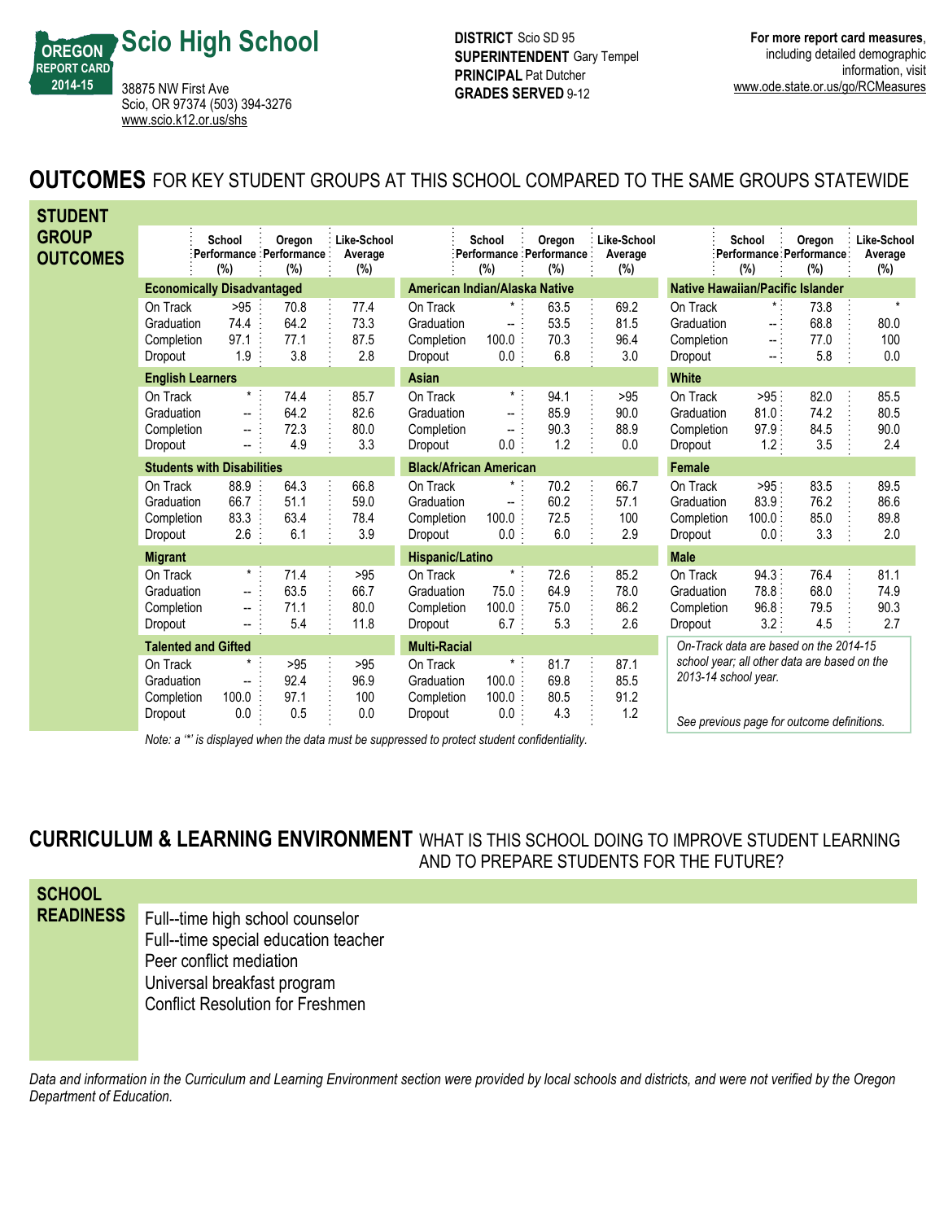**OREGON REPORT CARD 2014-15**

# Scio High School

38875 NW First Ave
Scio, OR 97374 (503) 394-3276
www.scio.k12.or.us/shs

**DISTRICT** Scio SD 95
**SUPERINTENDENT** Gary Tempel
**PRINCIPAL** Pat Dutcher
**GRADES SERVED** 9-12

**For more report card measures**, including detailed demographic information, visit www.ode.state.or.us/go/RCMeasures

## OUTCOMES FOR KEY STUDENT GROUPS AT THIS SCHOOL COMPARED TO THE SAME GROUPS STATEWIDE

### STUDENT GROUP OUTCOMES

| | School Performance (%) | Oregon Performance (%) | Like-School Average (%) | | School Performance (%) | Oregon Performance (%) | Like-School Average (%) | | School Performance (%) | Oregon Performance (%) | Like-School Average (%) |
|---|---|---|---|---|---|---|---|---|---|---|---|
| **Economically Disadvantaged** | | | | **American Indian/Alaska Native** | | | | **Native Hawaiian/Pacific Islander** | | | |
| On Track | >95 | 70.8 | 77.4 | On Track | * | 63.5 | 69.2 | On Track | * | 73.8 | * |
| Graduation | 74.4 | 64.2 | 73.3 | Graduation | -- | 53.5 | 81.5 | Graduation | -- | 68.8 | 80.0 |
| Completion | 97.1 | 77.1 | 87.5 | Completion | 100.0 | 70.3 | 96.4 | Completion | -- | 77.0 | 100 |
| Dropout | 1.9 | 3.8 | 2.8 | Dropout | 0.0 | 6.8 | 3.0 | Dropout | -- | 5.8 | 0.0 |
| **English Learners** | | | | **Asian** | | | | **White** | | | |
| On Track | * | 74.4 | 85.7 | On Track | * | 94.1 | >95 | On Track | >95 | 82.0 | 85.5 |
| Graduation | -- | 64.2 | 82.6 | Graduation | -- | 85.9 | 90.0 | Graduation | 81.0 | 74.2 | 80.5 |
| Completion | -- | 72.3 | 80.0 | Completion | -- | 90.3 | 88.9 | Completion | 97.9 | 84.5 | 90.0 |
| Dropout | -- | 4.9 | 3.3 | Dropout | 0.0 | 1.2 | 0.0 | Dropout | 1.2 | 3.5 | 2.4 |
| **Students with Disabilities** | | | | **Black/African American** | | | | **Female** | | | |
| On Track | 88.9 | 64.3 | 66.8 | On Track | * | 70.2 | 66.7 | On Track | >95 | 83.5 | 89.5 |
| Graduation | 66.7 | 51.1 | 59.0 | Graduation | -- | 60.2 | 57.1 | Graduation | 83.9 | 76.2 | 86.6 |
| Completion | 83.3 | 63.4 | 78.4 | Completion | 100.0 | 72.5 | 100 | Completion | 100.0 | 85.0 | 89.8 |
| Dropout | 2.6 | 6.1 | 3.9 | Dropout | 0.0 | 6.0 | 2.9 | Dropout | 0.0 | 3.3 | 2.0 |
| **Migrant** | | | | **Hispanic/Latino** | | | | **Male** | | | |
| On Track | * | 71.4 | >95 | On Track | * | 72.6 | 85.2 | On Track | 94.3 | 76.4 | 81.1 |
| Graduation | -- | 63.5 | 66.7 | Graduation | 75.0 | 64.9 | 78.0 | Graduation | 78.8 | 68.0 | 74.9 |
| Completion | -- | 71.1 | 80.0 | Completion | 100.0 | 75.0 | 86.2 | Completion | 96.8 | 79.5 | 90.3 |
| Dropout | -- | 5.4 | 11.8 | Dropout | 6.7 | 5.3 | 2.6 | Dropout | 3.2 | 4.5 | 2.7 |
| **Talented and Gifted** | | | | **Multi-Racial** | | | | | | | |
| On Track | * | >95 | >95 | On Track | * | 81.7 | 87.1 | | | | |
| Graduation | -- | 92.4 | 96.9 | Graduation | 100.0 | 69.8 | 85.5 | | | | |
| Completion | 100.0 | 97.1 | 100 | Completion | 100.0 | 80.5 | 91.2 | | | | |
| Dropout | 0.0 | 0.5 | 0.0 | Dropout | 0.0 | 4.3 | 1.2 | | | | |

*On-Track data are based on the 2014-15 school year; all other data are based on the 2013-14 school year.*

*See previous page for outcome definitions.*

*Note: a '*' is displayed when the data must be suppressed to protect student confidentiality.*

## CURRICULUM & LEARNING ENVIRONMENT WHAT IS THIS SCHOOL DOING TO IMPROVE STUDENT LEARNING AND TO PREPARE STUDENTS FOR THE FUTURE?

### SCHOOL READINESS

Full--time high school counselor
Full--time special education teacher
Peer conflict mediation
Universal breakfast program
Conflict Resolution for Freshmen

*Data and information in the Curriculum and Learning Environment section were provided by local schools and districts, and were not verified by the Oregon Department of Education.*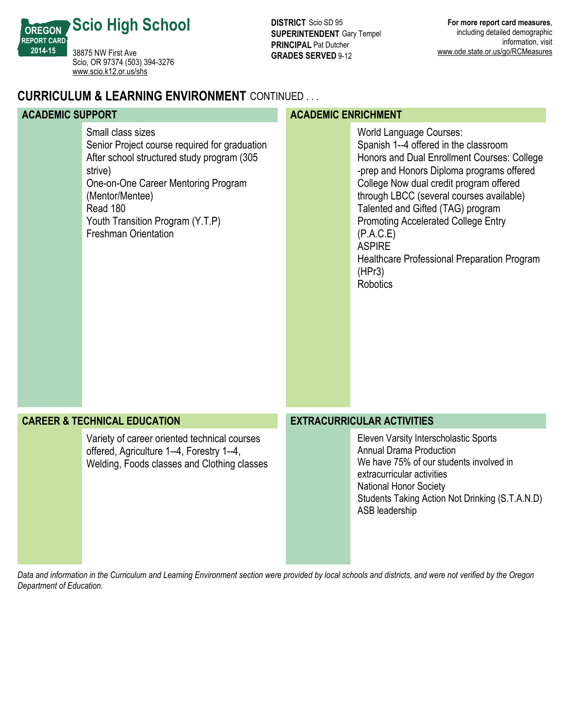# Scio High School

OREGON REPORT CARD 2014-15

38875 NW First Ave
Scio, OR 97374 (503) 394-3276
www.scio.k12.or.us/shs

**DISTRICT** Scio SD 95
**SUPERINTENDENT** Gary Tempel
**PRINCIPAL** Pat Dutcher
**GRADES SERVED** 9-12

**For more report card measures**, including detailed demographic information, visit www.ode.state.or.us/go/RCMeasures

## CURRICULUM & LEARNING ENVIRONMENT CONTINUED . . .

### ACADEMIC SUPPORT

Small class sizes
Senior Project course required for graduation
After school structured study program (305 strive)
One-on-One Career Mentoring Program (Mentor/Mentee)
Read 180
Youth Transition Program (Y.T.P)
Freshman Orientation

### ACADEMIC ENRICHMENT

World Language Courses:
Spanish 1--4 offered in the classroom
Honors and Dual Enrollment Courses: College -prep and Honors Diploma programs offered
College Now dual credit program offered through LBCC (several courses available)
Talented and Gifted (TAG) program
Promoting Accelerated College Entry (P.A.C.E)
ASPIRE
Healthcare Professional Preparation Program (HPr3)
Robotics

### CAREER & TECHNICAL EDUCATION

Variety of career oriented technical courses offered, Agriculture 1--4, Forestry 1--4, Welding, Foods classes and Clothing classes

### EXTRACURRICULAR ACTIVITIES

Eleven Varsity Interscholastic Sports
Annual Drama Production
We have 75% of our students involved in extracurricular activities
National Honor Society
Students Taking Action Not Drinking (S.T.A.N.D)
ASB leadership

*Data and information in the Curriculum and Learning Environment section were provided by local schools and districts, and were not verified by the Oregon Department of Education.*